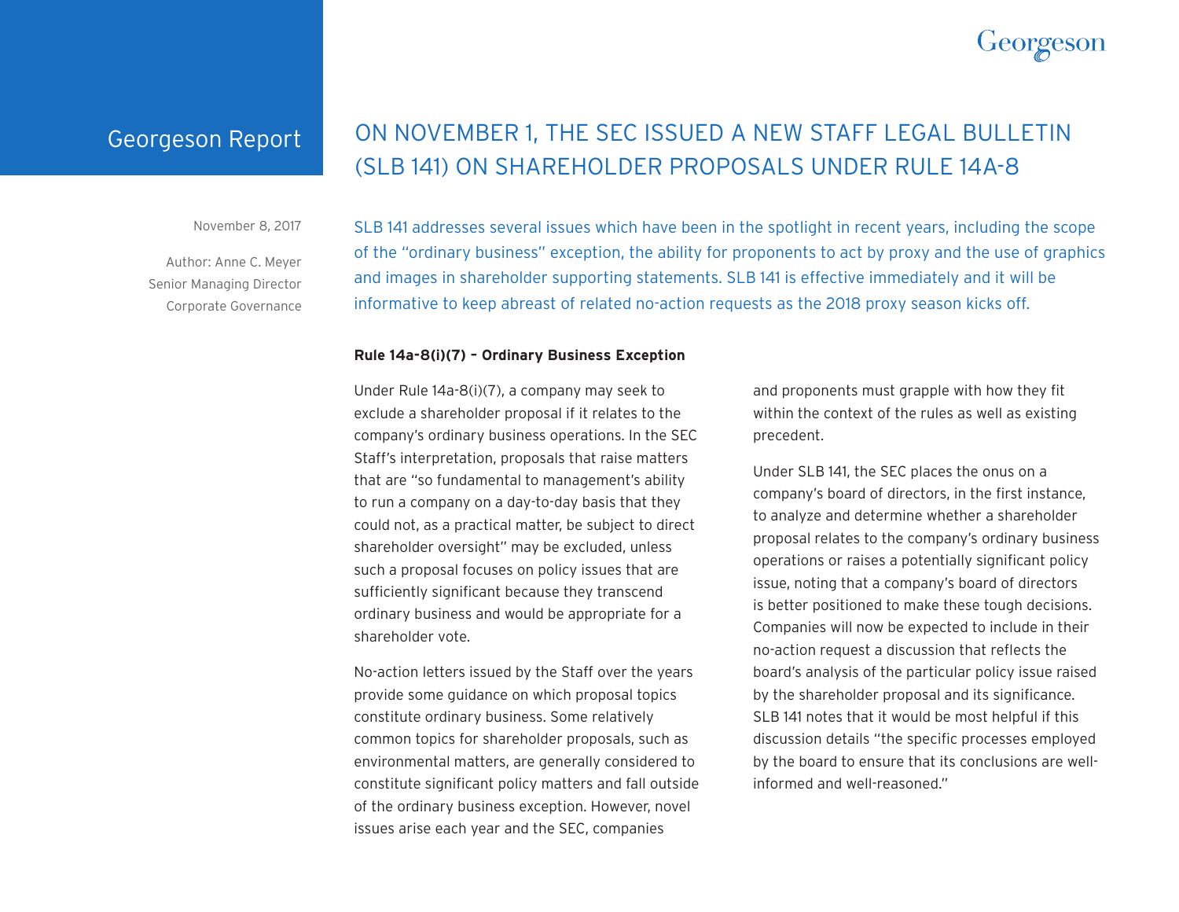Georgeson Report

# ON NOVEMBER 1, THE SEC ISSUED A NEW STAFF LEGAL BULLETIN (SLB 14I) ON SHAREHOLDER PROPOSALS UNDER RULE 14A-8

November 8, 2017

Author: Anne C. Meyer
Senior Managing Director
Corporate Governance

SLB 14I addresses several issues which have been in the spotlight in recent years, including the scope of the "ordinary business" exception, the ability for proponents to act by proxy and the use of graphics and images in shareholder supporting statements. SLB 14I is effective immediately and it will be informative to keep abreast of related no-action requests as the 2018 proxy season kicks off.

**Rule 14a-8(i)(7) – Ordinary Business Exception**

Under Rule 14a-8(i)(7), a company may seek to exclude a shareholder proposal if it relates to the company's ordinary business operations. In the SEC Staff's interpretation, proposals that raise matters that are "so fundamental to management's ability to run a company on a day-to-day basis that they could not, as a practical matter, be subject to direct shareholder oversight" may be excluded, unless such a proposal focuses on policy issues that are sufficiently significant because they transcend ordinary business and would be appropriate for a shareholder vote.

No-action letters issued by the Staff over the years provide some guidance on which proposal topics constitute ordinary business. Some relatively common topics for shareholder proposals, such as environmental matters, are generally considered to constitute significant policy matters and fall outside of the ordinary business exception. However, novel issues arise each year and the SEC, companies and proponents must grapple with how they fit within the context of the rules as well as existing precedent.

Under SLB 14I, the SEC places the onus on a company's board of directors, in the first instance, to analyze and determine whether a shareholder proposal relates to the company's ordinary business operations or raises a potentially significant policy issue, noting that a company's board of directors is better positioned to make these tough decisions. Companies will now be expected to include in their no-action request a discussion that reflects the board's analysis of the particular policy issue raised by the shareholder proposal and its significance. SLB 14I notes that it would be most helpful if this discussion details "the specific processes employed by the board to ensure that its conclusions are well-informed and well-reasoned."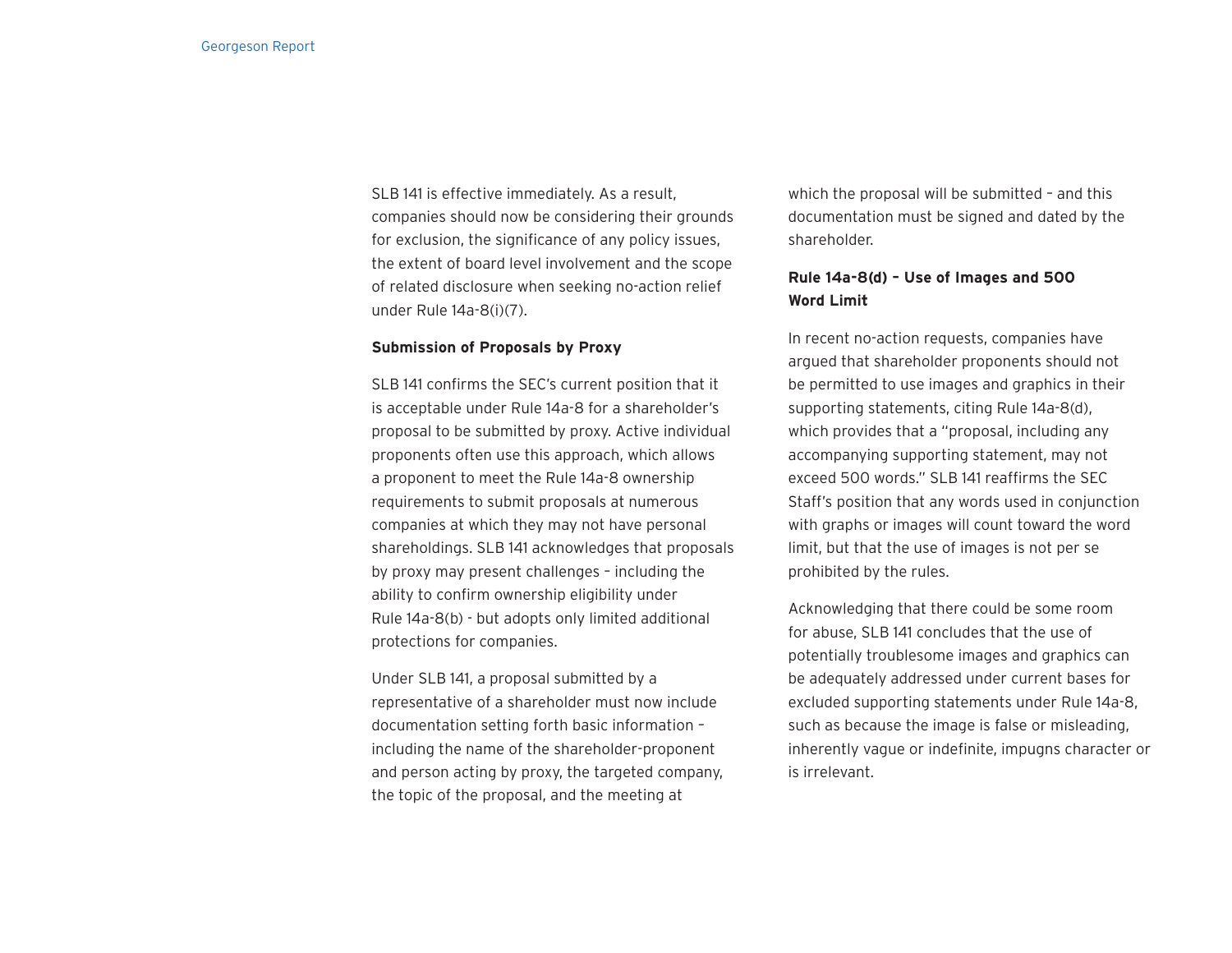SLB 141 is effective immediately. As a result, companies should now be considering their grounds for exclusion, the significance of any policy issues, the extent of board level involvement and the scope of related disclosure when seeking no-action relief under Rule 14a-8(i)(7).

**Submission of Proposals by Proxy**

SLB 141 confirms the SEC's current position that it is acceptable under Rule 14a-8 for a shareholder's proposal to be submitted by proxy. Active individual proponents often use this approach, which allows a proponent to meet the Rule 14a-8 ownership requirements to submit proposals at numerous companies at which they may not have personal shareholdings. SLB 141 acknowledges that proposals by proxy may present challenges – including the ability to confirm ownership eligibility under Rule 14a-8(b) - but adopts only limited additional protections for companies.

Under SLB 141, a proposal submitted by a representative of a shareholder must now include documentation setting forth basic information – including the name of the shareholder-proponent and person acting by proxy, the targeted company, the topic of the proposal, and the meeting at which the proposal will be submitted – and this documentation must be signed and dated by the shareholder.

**Rule 14a-8(d) – Use of Images and 500 Word Limit**

In recent no-action requests, companies have argued that shareholder proponents should not be permitted to use images and graphics in their supporting statements, citing Rule 14a-8(d), which provides that a "proposal, including any accompanying supporting statement, may not exceed 500 words." SLB 141 reaffirms the SEC Staff's position that any words used in conjunction with graphs or images will count toward the word limit, but that the use of images is not per se prohibited by the rules.

Acknowledging that there could be some room for abuse, SLB 141 concludes that the use of potentially troublesome images and graphics can be adequately addressed under current bases for excluded supporting statements under Rule 14a-8, such as because the image is false or misleading, inherently vague or indefinite, impugns character or is irrelevant.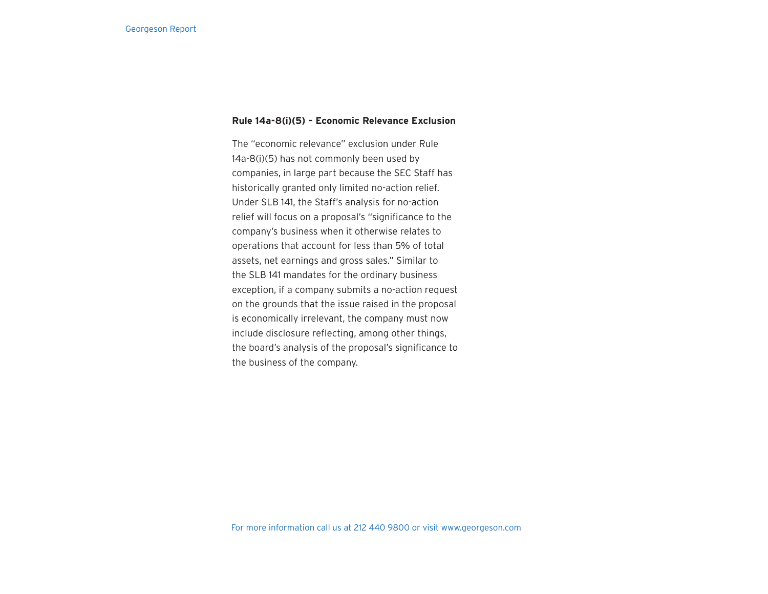**Rule 14a-8(i)(5) – Economic Relevance Exclusion**

The "economic relevance" exclusion under Rule 14a-8(i)(5) has not commonly been used by companies, in large part because the SEC Staff has historically granted only limited no-action relief. Under SLB 141, the Staff's analysis for no-action relief will focus on a proposal's "significance to the company's business when it otherwise relates to operations that account for less than 5% of total assets, net earnings and gross sales." Similar to the SLB 141 mandates for the ordinary business exception, if a company submits a no-action request on the grounds that the issue raised in the proposal is economically irrelevant, the company must now include disclosure reflecting, among other things, the board's analysis of the proposal's significance to the business of the company.

For more information call us at 212 440 9800 or visit www.georgeson.com